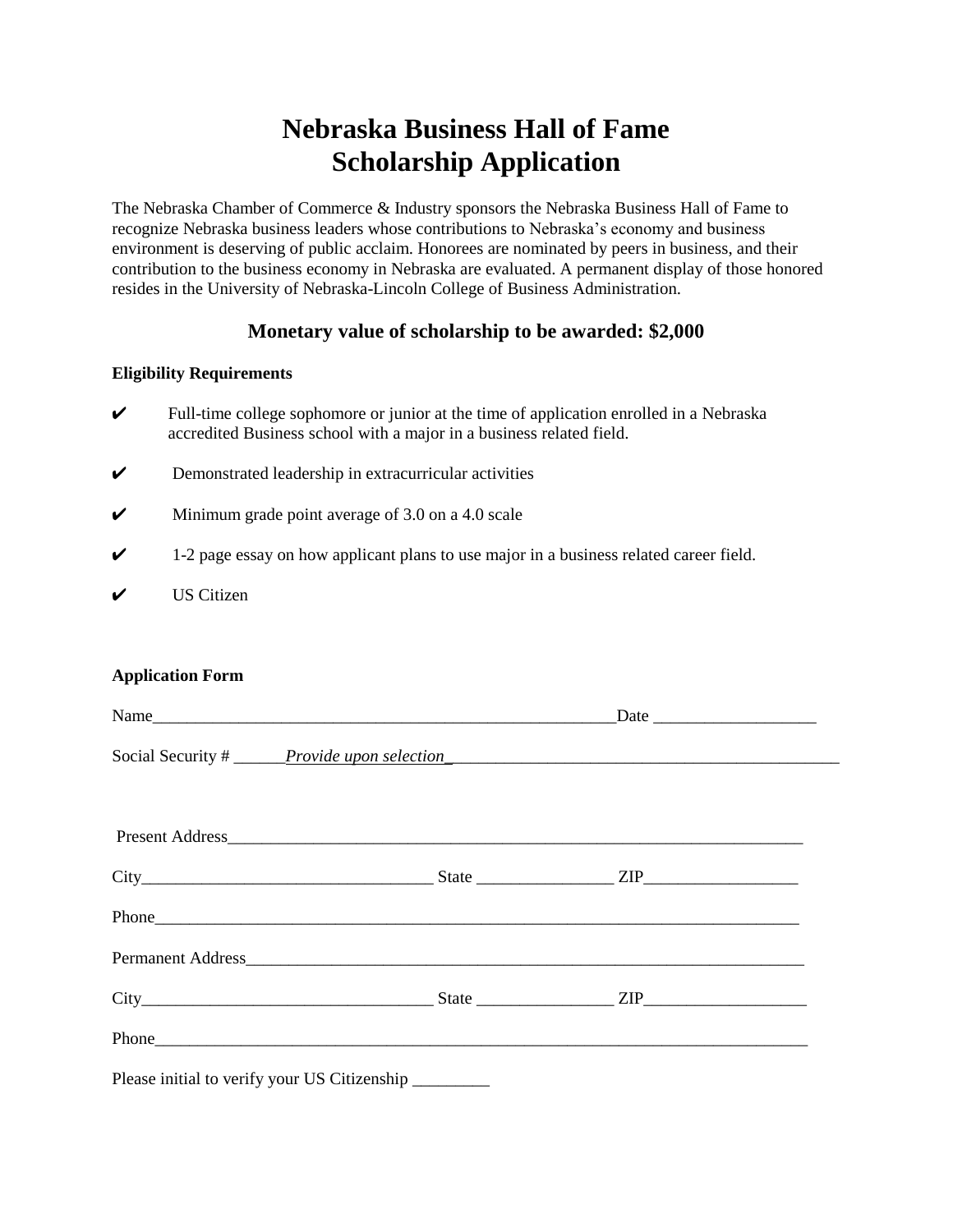# Nebraska Business Hall of Fame
# Scholarship Application

The Nebraska Chamber of Commerce & Industry sponsors the Nebraska Business Hall of Fame to recognize Nebraska business leaders whose contributions to Nebraska's economy and business environment is deserving of public acclaim. Honorees are nominated by peers in business, and their contribution to the business economy in Nebraska are evaluated. A permanent display of those honored resides in the University of Nebraska-Lincoln College of Business Administration.

### Monetary value of scholarship to be awarded: $2,000

**Eligibility Requirements**

✔ Full-time college sophomore or junior at the time of application enrolled in a Nebraska accredited Business school with a major in a business related field.

✔ Demonstrated leadership in extracurricular activities

✔ Minimum grade point average of 3.0 on a 4.0 scale

✔ 1-2 page essay on how applicant plans to use major in a business related career field.

✔ US Citizen

**Application Form**

Name_______________________________________________________Date ___________________

Social Security # ______*Provide upon selection*_______________________________________________

Present Address______________________________________________________________________

City__________________________________ State ________________ ZIP__________________

Phone______________________________________________________________________________

Permanent Address___________________________________________________________________

City__________________________________ State ________________ ZIP___________________

Phone_______________________________________________________________________________

Please initial to verify your US Citizenship _________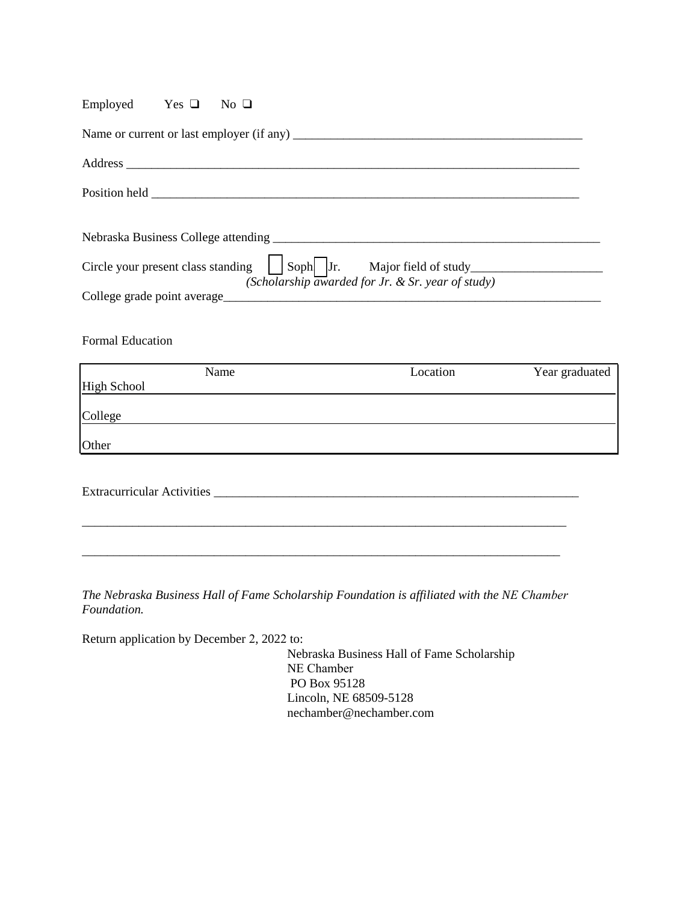Employed Yes ❑ No ❑

Name or current or last employer (if any) ______________________________________________

Address __________________________________________________________________________

Position held ______________________________________________________________________

Nebraska Business College attending ____________________________________________________

Circle your present class standing ☐ Soph ☐ Jr. Major field of study_____________________

*(Scholarship awarded for Jr. & Sr. year of study)*

College grade point average____________________________________________________________

Formal Education

| | Name | Location | Year graduated |
|---|---|---|---|
| High School | | | |
| College | | | |
| Other | | | |

Extracurricular Activities ___________________________________________________________

_______________________________________________________________________________

_______________________________________________________________________________

*The Nebraska Business Hall of Fame Scholarship Foundation is affiliated with the NE Chamber Foundation.*

Return application by December 2, 2022 to:

Nebraska Business Hall of Fame Scholarship
NE Chamber
PO Box 95128
Lincoln, NE 68509-5128
nechamber@nechamber.com